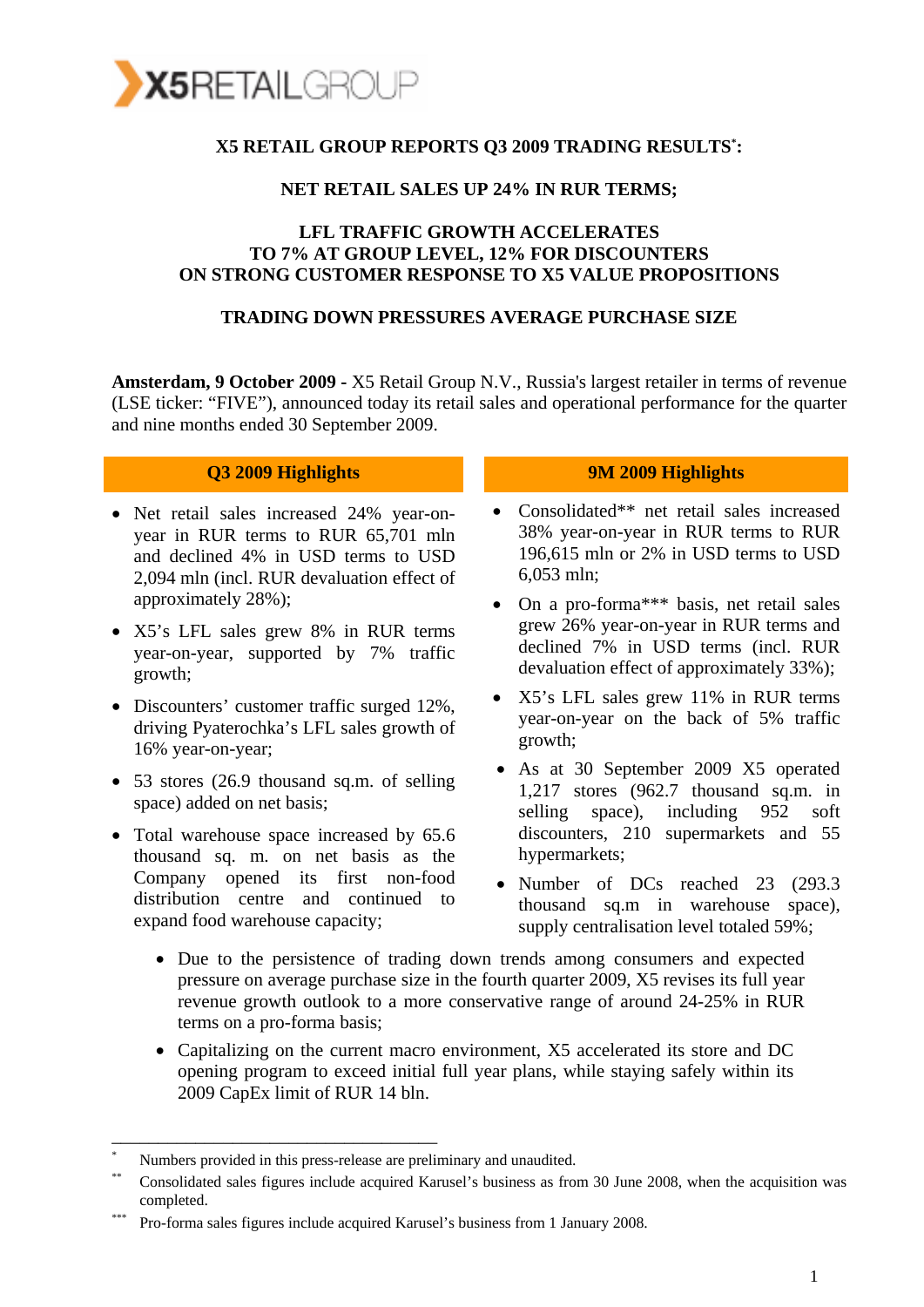X5 RETAIL GROUP

# X5 RETAIL GROUP REPORTS Q3 2009 TRADING RESULTS[*]:

## NET RETAIL SALES UP 24% IN RUR TERMS;

## LFL TRAFFIC GROWTH ACCELERATES TO 7% AT GROUP LEVEL, 12% FOR DISCOUNTERS ON STRONG CUSTOMER RESPONSE TO X5 VALUE PROPOSITIONS

## TRADING DOWN PRESSURES AVERAGE PURCHASE SIZE

**Amsterdam, 9 October 2009 -** X5 Retail Group N.V., Russia's largest retailer in terms of revenue (LSE ticker: "FIVE"), announced today its retail sales and operational performance for the quarter and nine months ended 30 September 2009.

### Q3 2009 Highlights

- Net retail sales increased 24% year-on-year in RUR terms to RUR 65,701 mln and declined 4% in USD terms to USD 2,094 mln (incl. RUR devaluation effect of approximately 28%);
- X5's LFL sales grew 8% in RUR terms year-on-year, supported by 7% traffic growth;
- Discounters' customer traffic surged 12%, driving Pyaterochka's LFL sales growth of 16% year-on-year;
- 53 stores (26.9 thousand sq.m. of selling space) added on net basis;
- Total warehouse space increased by 65.6 thousand sq. m. on net basis as the Company opened its first non-food distribution centre and continued to expand food warehouse capacity;

### 9M 2009 Highlights

- Consolidated** net retail sales increased 38% year-on-year in RUR terms to RUR 196,615 mln or 2% in USD terms to USD 6,053 mln;
- On a pro-forma*** basis, net retail sales grew 26% year-on-year in RUR terms and declined 7% in USD terms (incl. RUR devaluation effect of approximately 33%);
- X5's LFL sales grew 11% in RUR terms year-on-year on the back of 5% traffic growth;
- As at 30 September 2009 X5 operated 1,217 stores (962.7 thousand sq.m. in selling space), including 952 soft discounters, 210 supermarkets and 55 hypermarkets;
- Number of DCs reached 23 (293.3 thousand sq.m in warehouse space), supply centralisation level totaled 59%;

- Due to the persistence of trading down trends among consumers and expected pressure on average purchase size in the fourth quarter 2009, X5 revises its full year revenue growth outlook to a more conservative range of around 24-25% in RUR terms on a pro-forma basis;
- Capitalizing on the current macro environment, X5 accelerated its store and DC opening program to exceed initial full year plans, while staying safely within its 2009 CapEx limit of RUR 14 bln.

---

[*] Numbers provided in this press-release are preliminary and unaudited.

[**] Consolidated sales figures include acquired Karusel's business as from 30 June 2008, when the acquisition was completed.

[***] Pro-forma sales figures include acquired Karusel's business from 1 January 2008.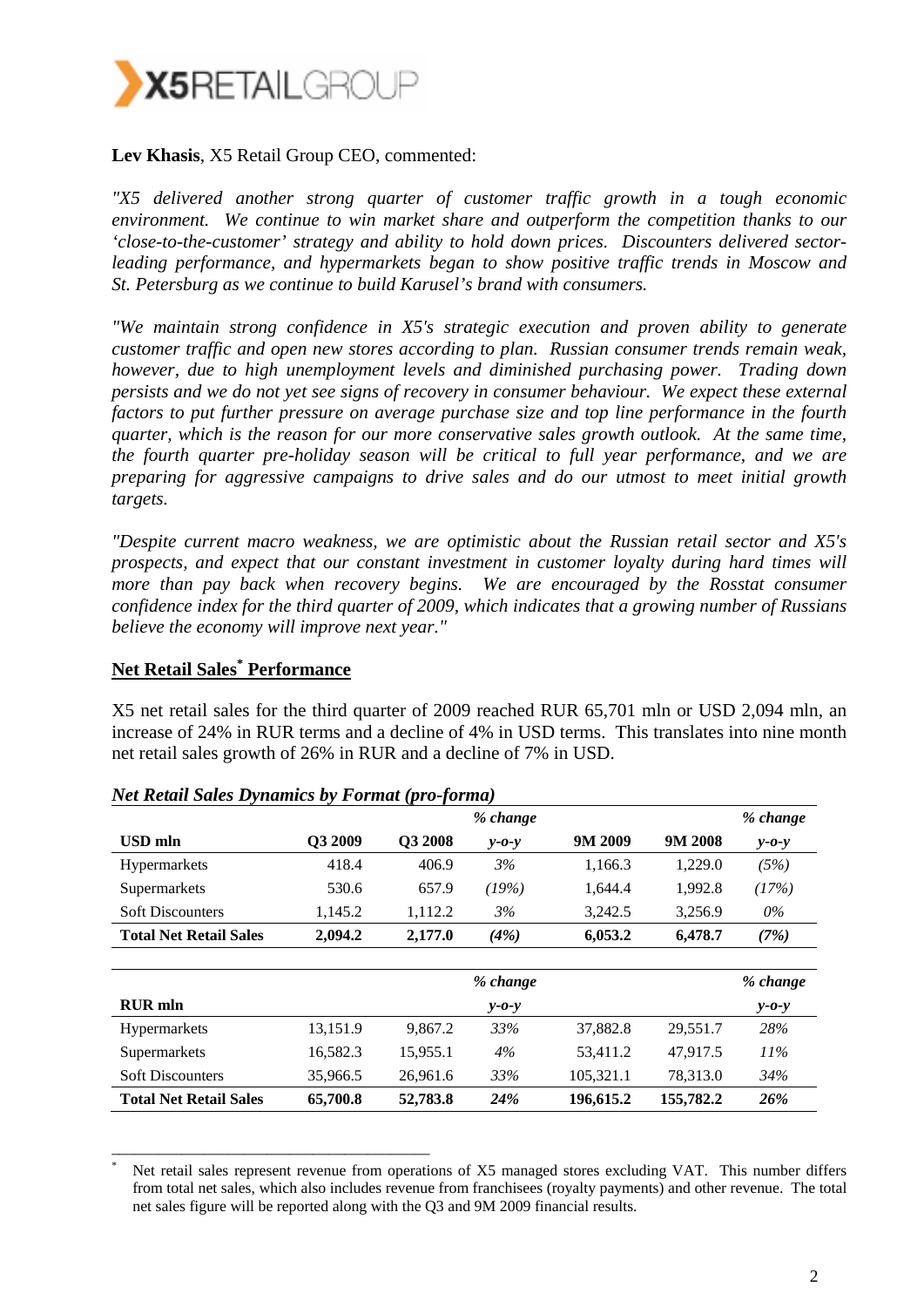**Lev Khasis**, X5 Retail Group CEO, commented:

*"X5 delivered another strong quarter of customer traffic growth in a tough economic environment. We continue to win market share and outperform the competition thanks to our 'close-to-the-customer' strategy and ability to hold down prices. Discounters delivered sector-leading performance, and hypermarkets began to show positive traffic trends in Moscow and St. Petersburg as we continue to build Karusel's brand with consumers.*

*"We maintain strong confidence in X5's strategic execution and proven ability to generate customer traffic and open new stores according to plan. Russian consumer trends remain weak, however, due to high unemployment levels and diminished purchasing power. Trading down persists and we do not yet see signs of recovery in consumer behaviour. We expect these external factors to put further pressure on average purchase size and top line performance in the fourth quarter, which is the reason for our more conservative sales growth outlook. At the same time, the fourth quarter pre-holiday season will be critical to full year performance, and we are preparing for aggressive campaigns to drive sales and do our utmost to meet initial growth targets.*

*"Despite current macro weakness, we are optimistic about the Russian retail sector and X5's prospects, and expect that our constant investment in customer loyalty during hard times will more than pay back when recovery begins. We are encouraged by the Rosstat consumer confidence index for the third quarter of 2009, which indicates that a growing number of Russians believe the economy will improve next year."*

## Net Retail Sales* Performance

X5 net retail sales for the third quarter of 2009 reached RUR 65,701 mln or USD 2,094 mln, an increase of 24% in RUR terms and a decline of 4% in USD terms. This translates into nine month net retail sales growth of 26% in RUR and a decline of 7% in USD.

***Net Retail Sales Dynamics by Format (pro-forma)***

| USD mln | Q3 2009 | Q3 2008 | % change y-o-y | 9M 2009 | 9M 2008 | % change y-o-y |
|---|---|---|---|---|---|---|
| Hypermarkets | 418.4 | 406.9 | *3%* | 1,166.3 | 1,229.0 | *(5%)* |
| Supermarkets | 530.6 | 657.9 | *(19%)* | 1,644.4 | 1,992.8 | *(17%)* |
| Soft Discounters | 1,145.2 | 1,112.2 | *3%* | 3,242.5 | 3,256.9 | *0%* |
| **Total Net Retail Sales** | **2,094.2** | **2,177.0** | ***(4%)*** | **6,053.2** | **6,478.7** | ***(7%)*** |

| RUR mln | | | % change y-o-y | | | % change y-o-y |
|---|---|---|---|---|---|---|
| Hypermarkets | 13,151.9 | 9,867.2 | *33%* | 37,882.8 | 29,551.7 | *28%* |
| Supermarkets | 16,582.3 | 15,955.1 | *4%* | 53,411.2 | 47,917.5 | *11%* |
| Soft Discounters | 35,966.5 | 26,961.6 | *33%* | 105,321.1 | 78,313.0 | *34%* |
| **Total Net Retail Sales** | **65,700.8** | **52,783.8** | ***24%*** | **196,615.2** | **155,782.2** | ***26%*** |

---

\* Net retail sales represent revenue from operations of X5 managed stores excluding VAT. This number differs from total net sales, which also includes revenue from franchisees (royalty payments) and other revenue. The total net sales figure will be reported along with the Q3 and 9M 2009 financial results.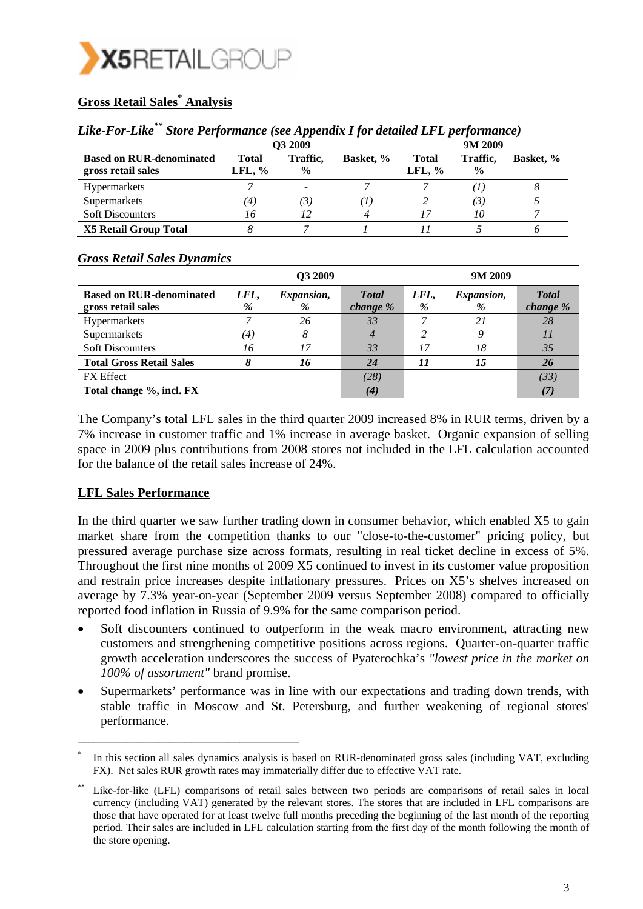## Gross Retail Sales[*] Analysis

### *Like-For-Like[**] Store Performance (see Appendix I for detailed LFL performance)*

| Based on RUR-denominated gross retail sales | Q3 2009 Total LFL, % | Q3 2009 Traffic, % | Q3 2009 Basket, % | 9M 2009 Total LFL, % | 9M 2009 Traffic, % | 9M 2009 Basket, % |
|---|---|---|---|---|---|---|
| Hypermarkets | 7 | - | 7 | 7 | (1) | 8 |
| Supermarkets | (4) | (3) | (1) | 2 | (3) | 5 |
| Soft Discounters | 16 | 12 | 4 | 17 | 10 | 7 |
| **X5 Retail Group Total** | 8 | 7 | 1 | 11 | 5 | 6 |

### *Gross Retail Sales Dynamics*

| Based on RUR-denominated gross retail sales | Q3 2009 LFL, % | Q3 2009 Expansion, % | Q3 2009 Total change % | 9M 2009 LFL, % | 9M 2009 Expansion, % | 9M 2009 Total change % |
|---|---|---|---|---|---|---|
| Hypermarkets | 7 | 26 | 33 | 7 | 21 | 28 |
| Supermarkets | (4) | 8 | 4 | 2 | 9 | 11 |
| Soft Discounters | 16 | 17 | 33 | 17 | 18 | 35 |
| **Total Gross Retail Sales** | **8** | **16** | **24** | **11** | **15** | **26** |
| FX Effect | | | (28) | | | (33) |
| **Total change %, incl. FX** | | | **(4)** | | | **(7)** |

The Company's total LFL sales in the third quarter 2009 increased 8% in RUR terms, driven by a 7% increase in customer traffic and 1% increase in average basket. Organic expansion of selling space in 2009 plus contributions from 2008 stores not included in the LFL calculation accounted for the balance of the retail sales increase of 24%.

## LFL Sales Performance

In the third quarter we saw further trading down in consumer behavior, which enabled X5 to gain market share from the competition thanks to our "close-to-the-customer" pricing policy, but pressured average purchase size across formats, resulting in real ticket decline in excess of 5%. Throughout the first nine months of 2009 X5 continued to invest in its customer value proposition and restrain price increases despite inflationary pressures. Prices on X5's shelves increased on average by 7.3% year-on-year (September 2009 versus September 2008) compared to officially reported food inflation in Russia of 9.9% for the same comparison period.

- Soft discounters continued to outperform in the weak macro environment, attracting new customers and strengthening competitive positions across regions. Quarter-on-quarter traffic growth acceleration underscores the success of Pyaterochka's *"lowest price in the market on 100% of assortment"* brand promise.
- Supermarkets' performance was in line with our expectations and trading down trends, with stable traffic in Moscow and St. Petersburg, and further weakening of regional stores' performance.

---

[*] In this section all sales dynamics analysis is based on RUR-denominated gross sales (including VAT, excluding FX). Net sales RUR growth rates may immaterially differ due to effective VAT rate.

[**] Like-for-like (LFL) comparisons of retail sales between two periods are comparisons of retail sales in local currency (including VAT) generated by the relevant stores. The stores that are included in LFL comparisons are those that have operated for at least twelve full months preceding the beginning of the last month of the reporting period. Their sales are included in LFL calculation starting from the first day of the month following the month of the store opening.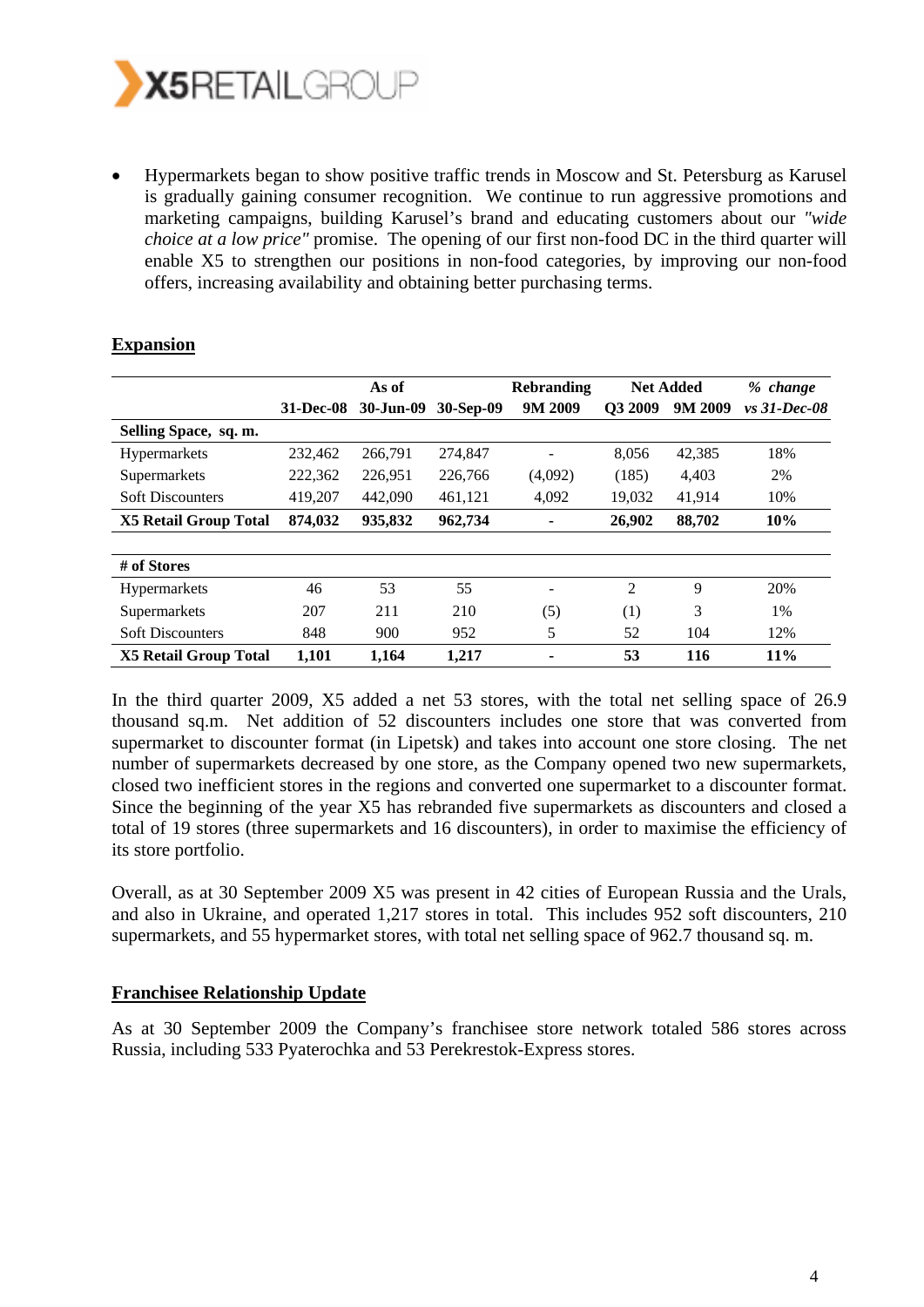- Hypermarkets began to show positive traffic trends in Moscow and St. Petersburg as Karusel is gradually gaining consumer recognition. We continue to run aggressive promotions and marketing campaigns, building Karusel's brand and educating customers about our *"wide choice at a low price"* promise. The opening of our first non-food DC in the third quarter will enable X5 to strengthen our positions in non-food categories, by improving our non-food offers, increasing availability and obtaining better purchasing terms.

## Expansion

| | As of | | | Rebranding | Net Added | | *% change* |
|---|---|---|---|---|---|---|---|
| | **31-Dec-08** | **30-Jun-09** | **30-Sep-09** | **9M 2009** | **Q3 2009** | **9M 2009** | ***vs 31-Dec-08*** |
| **Selling Space, sq. m.** | | | | | | | |
| Hypermarkets | 232,462 | 266,791 | 274,847 | - | 8,056 | 42,385 | 18% |
| Supermarkets | 222,362 | 226,951 | 226,766 | (4,092) | (185) | 4,403 | 2% |
| Soft Discounters | 419,207 | 442,090 | 461,121 | 4,092 | 19,032 | 41,914 | 10% |
| **X5 Retail Group Total** | **874,032** | **935,832** | **962,734** | **-** | **26,902** | **88,702** | **10%** |
| | | | | | | | |
| **# of Stores** | | | | | | | |
| Hypermarkets | 46 | 53 | 55 | - | 2 | 9 | 20% |
| Supermarkets | 207 | 211 | 210 | (5) | (1) | 3 | 1% |
| Soft Discounters | 848 | 900 | 952 | 5 | 52 | 104 | 12% |
| **X5 Retail Group Total** | **1,101** | **1,164** | **1,217** | **-** | **53** | **116** | **11%** |

In the third quarter 2009, X5 added a net 53 stores, with the total net selling space of 26.9 thousand sq.m. Net addition of 52 discounters includes one store that was converted from supermarket to discounter format (in Lipetsk) and takes into account one store closing. The net number of supermarkets decreased by one store, as the Company opened two new supermarkets, closed two inefficient stores in the regions and converted one supermarket to a discounter format. Since the beginning of the year X5 has rebranded five supermarkets as discounters and closed a total of 19 stores (three supermarkets and 16 discounters), in order to maximise the efficiency of its store portfolio.

Overall, as at 30 September 2009 X5 was present in 42 cities of European Russia and the Urals, and also in Ukraine, and operated 1,217 stores in total. This includes 952 soft discounters, 210 supermarkets, and 55 hypermarket stores, with total net selling space of 962.7 thousand sq. m.

## Franchisee Relationship Update

As at 30 September 2009 the Company's franchisee store network totaled 586 stores across Russia, including 533 Pyaterochka and 53 Perekrestok-Express stores.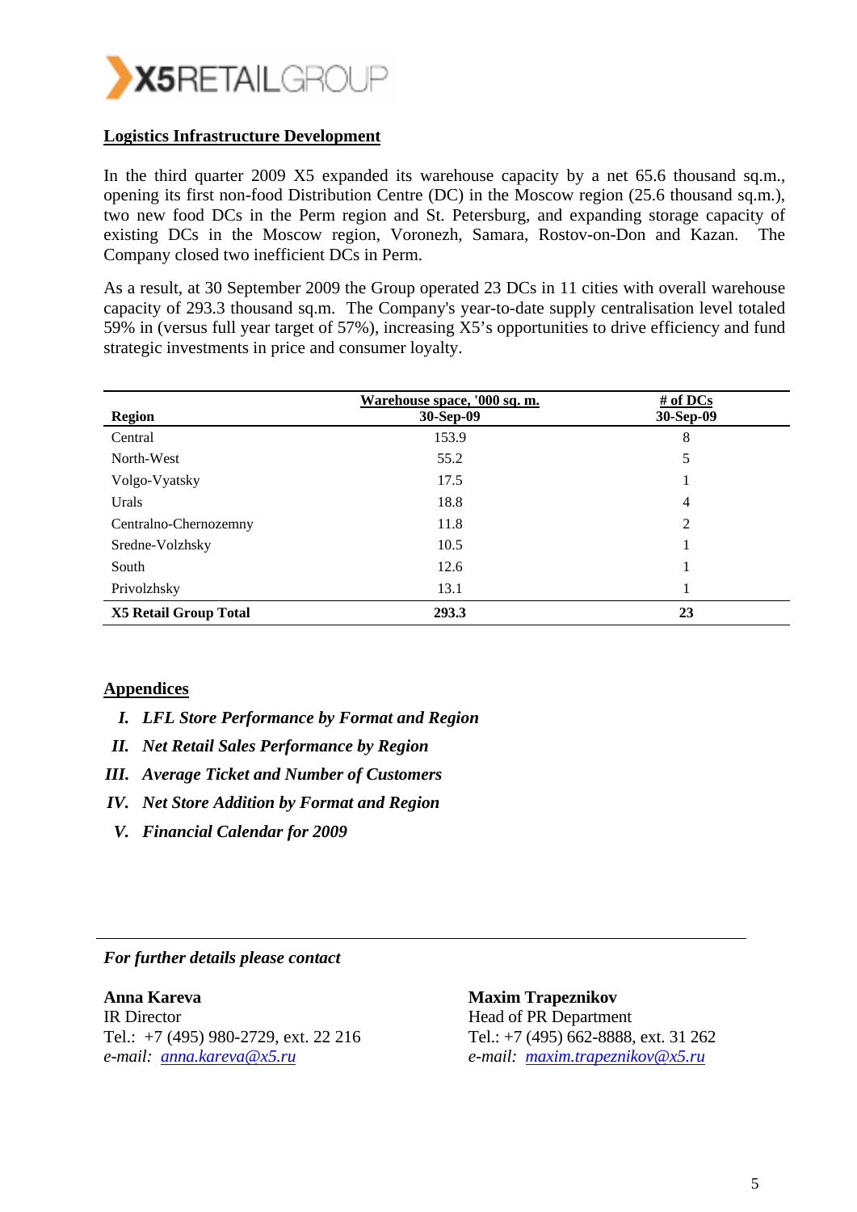## Logistics Infrastructure Development

In the third quarter 2009 X5 expanded its warehouse capacity by a net 65.6 thousand sq.m., opening its first non-food Distribution Centre (DC) in the Moscow region (25.6 thousand sq.m.), two new food DCs in the Perm region and St. Petersburg, and expanding storage capacity of existing DCs in the Moscow region, Voronezh, Samara, Rostov-on-Don and Kazan. The Company closed two inefficient DCs in Perm.

As a result, at 30 September 2009 the Group operated 23 DCs in 11 cities with overall warehouse capacity of 293.3 thousand sq.m. The Company's year-to-date supply centralisation level totaled 59% in (versus full year target of 57%), increasing X5's opportunities to drive efficiency and fund strategic investments in price and consumer loyalty.

| Region | Warehouse space, '000 sq. m. 30-Sep-09 | # of DCs 30-Sep-09 |
|---|---|---|
| Central | 153.9 | 8 |
| North-West | 55.2 | 5 |
| Volgo-Vyatsky | 17.5 | 1 |
| Urals | 18.8 | 4 |
| Centralno-Chernozemny | 11.8 | 2 |
| Sredne-Volzhsky | 10.5 | 1 |
| South | 12.6 | 1 |
| Privolzhsky | 13.1 | 1 |
| **X5 Retail Group Total** | **293.3** | **23** |

## Appendices

I. ***LFL Store Performance by Format and Region***
II. ***Net Retail Sales Performance by Region***
III. ***Average Ticket and Number of Customers***
IV. ***Net Store Addition by Format and Region***
V. ***Financial Calendar for 2009***

***For further details please contact***

**Anna Kareva**
IR Director
Tel.: +7 (495) 980-2729, ext. 22 216
*e-mail:* *anna.kareva@x5.ru*

**Maxim Trapeznikov**
Head of PR Department
Tel.: +7 (495) 662-8888, ext. 31 262
*e-mail:* *maxim.trapeznikov@x5.ru*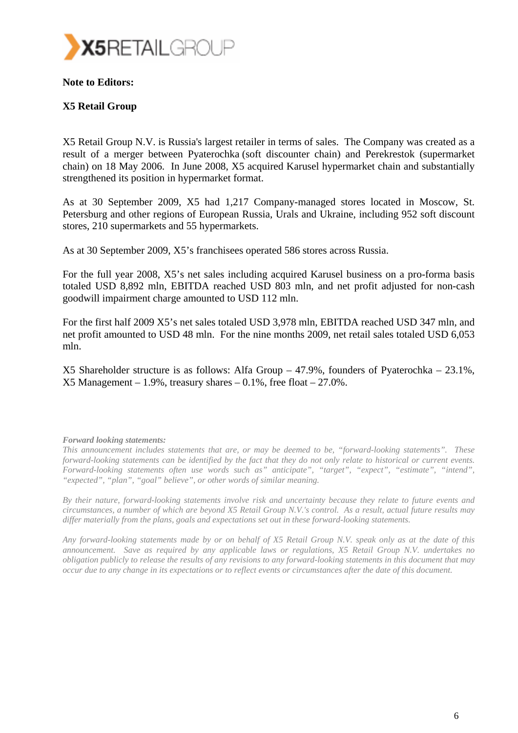**Note to Editors:**

**X5 Retail Group**

X5 Retail Group N.V. is Russia's largest retailer in terms of sales. The Company was created as a result of a merger between Pyaterochka (soft discounter chain) and Perekrestok (supermarket chain) on 18 May 2006. In June 2008, X5 acquired Karusel hypermarket chain and substantially strengthened its position in hypermarket format.

As at 30 September 2009, X5 had 1,217 Company-managed stores located in Moscow, St. Petersburg and other regions of European Russia, Urals and Ukraine, including 952 soft discount stores, 210 supermarkets and 55 hypermarkets.

As at 30 September 2009, X5's franchisees operated 586 stores across Russia.

For the full year 2008, X5's net sales including acquired Karusel business on a pro-forma basis totaled USD 8,892 mln, EBITDA reached USD 803 mln, and net profit adjusted for non-cash goodwill impairment charge amounted to USD 112 mln.

For the first half 2009 X5's net sales totaled USD 3,978 mln, EBITDA reached USD 347 mln, and net profit amounted to USD 48 mln. For the nine months 2009, net retail sales totaled USD 6,053 mln.

X5 Shareholder structure is as follows: Alfa Group – 47.9%, founders of Pyaterochka – 23.1%, X5 Management – 1.9%, treasury shares – 0.1%, free float – 27.0%.

***Forward looking statements:***

*This announcement includes statements that are, or may be deemed to be, "forward-looking statements". These forward-looking statements can be identified by the fact that they do not only relate to historical or current events. Forward-looking statements often use words such as" anticipate", "target", "expect", "estimate", "intend", "expected", "plan", "goal" believe", or other words of similar meaning.*

*By their nature, forward-looking statements involve risk and uncertainty because they relate to future events and circumstances, a number of which are beyond X5 Retail Group N.V.'s control. As a result, actual future results may differ materially from the plans, goals and expectations set out in these forward-looking statements.*

*Any forward-looking statements made by or on behalf of X5 Retail Group N.V. speak only as at the date of this announcement. Save as required by any applicable laws or regulations, X5 Retail Group N.V. undertakes no obligation publicly to release the results of any revisions to any forward-looking statements in this document that may occur due to any change in its expectations or to reflect events or circumstances after the date of this document.*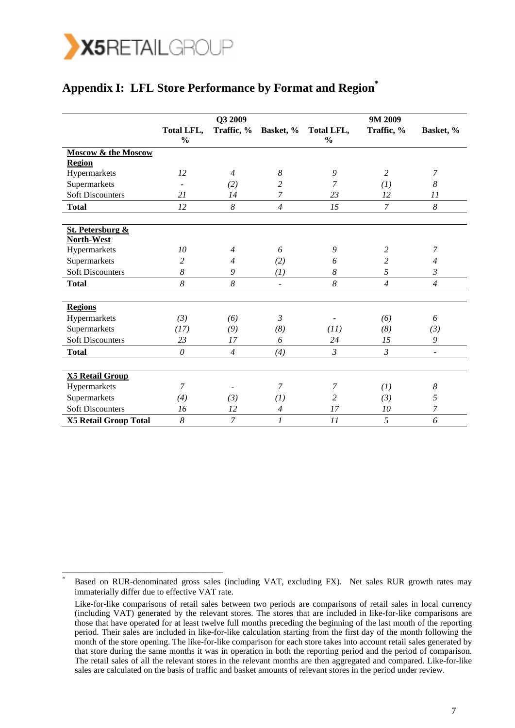## Appendix I: LFL Store Performance by Format and Region*

| | Q3 2009 | | | 9M 2009 | | |
|---|---|---|---|---|---|---|
| | Total LFL, % | Traffic, % | Basket, % | Total LFL, % | Traffic, % | Basket, % |
| **Moscow & the Moscow Region** | | | | | | |
| Hypermarkets | *12* | *4* | *8* | *9* | *2* | *7* |
| Supermarkets | - | *(2)* | *2* | *7* | *(1)* | *8* |
| Soft Discounters | *21* | *14* | *7* | *23* | *12* | *11* |
| **Total** | *12* | *8* | *4* | *15* | *7* | *8* |
| **St. Petersburg & North-West** | | | | | | |
| Hypermarkets | *10* | *4* | *6* | *9* | *2* | *7* |
| Supermarkets | *2* | *4* | *(2)* | *6* | *2* | *4* |
| Soft Discounters | *8* | *9* | *(1)* | *8* | *5* | *3* |
| **Total** | *8* | *8* | - | *8* | *4* | *4* |
| **Regions** | | | | | | |
| Hypermarkets | *(3)* | *(6)* | *3* | - | *(6)* | *6* |
| Supermarkets | *(17)* | *(9)* | *(8)* | *(11)* | *(8)* | *(3)* |
| Soft Discounters | *23* | *17* | *6* | *24* | *15* | *9* |
| **Total** | *0* | *4* | *(4)* | *3* | *3* | - |
| **X5 Retail Group** | | | | | | |
| Hypermarkets | *7* | - | *7* | *7* | *(1)* | *8* |
| Supermarkets | *(4)* | *(3)* | *(1)* | *2* | *(3)* | *5* |
| Soft Discounters | *16* | *12* | *4* | *17* | *10* | *7* |
| **X5 Retail Group Total** | *8* | *7* | *1* | *11* | *5* | *6* |

---

* Based on RUR-denominated gross sales (including VAT, excluding FX). Net sales RUR growth rates may immaterially differ due to effective VAT rate.

Like-for-like comparisons of retail sales between two periods are comparisons of retail sales in local currency (including VAT) generated by the relevant stores. The stores that are included in like-for-like comparisons are those that have operated for at least twelve full months preceding the beginning of the last month of the reporting period. Their sales are included in like-for-like calculation starting from the first day of the month following the month of the store opening. The like-for-like comparison for each store takes into account retail sales generated by that store during the same months it was in operation in both the reporting period and the period of comparison. The retail sales of all the relevant stores in the relevant months are then aggregated and compared. Like-for-like sales are calculated on the basis of traffic and basket amounts of relevant stores in the period under review.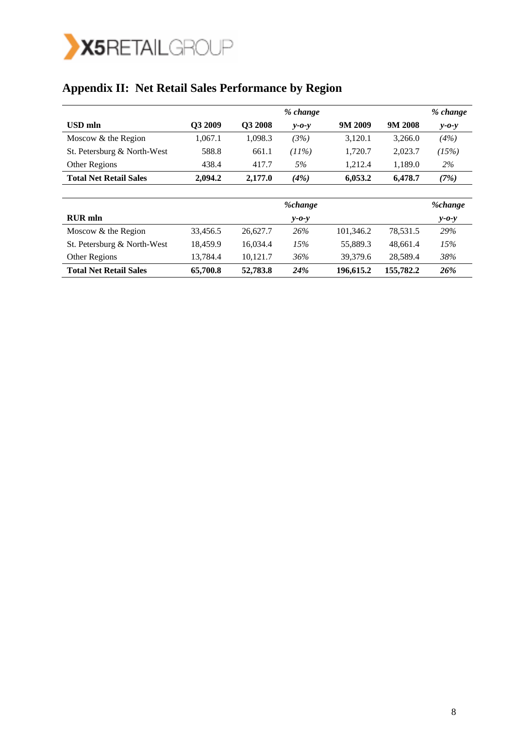## Appendix II: Net Retail Sales Performance by Region

| USD mln | Q3 2009 | Q3 2008 | *% change y-o-y* | 9M 2009 | 9M 2008 | *% change y-o-y* |
|---|---|---|---|---|---|---|
| Moscow & the Region | 1,067.1 | 1,098.3 | *(3%)* | 3,120.1 | 3,266.0 | *(4%)* |
| St. Petersburg & North-West | 588.8 | 661.1 | *(11%)* | 1,720.7 | 2,023.7 | *(15%)* |
| Other Regions | 438.4 | 417.7 | *5%* | 1,212.4 | 1,189.0 | *2%* |
| **Total Net Retail Sales** | **2,094.2** | **2,177.0** | ***(4%)*** | **6,053.2** | **6,478.7** | ***(7%)*** |

| RUR mln | | | *%change y-o-y* | | | *%change y-o-y* |
|---|---|---|---|---|---|---|
| Moscow & the Region | 33,456.5 | 26,627.7 | *26%* | 101,346.2 | 78,531.5 | *29%* |
| St. Petersburg & North-West | 18,459.9 | 16,034.4 | *15%* | 55,889.3 | 48,661.4 | *15%* |
| Other Regions | 13,784.4 | 10,121.7 | *36%* | 39,379.6 | 28,589.4 | *38%* |
| **Total Net Retail Sales** | **65,700.8** | **52,783.8** | ***24%*** | **196,615.2** | **155,782.2** | ***26%*** |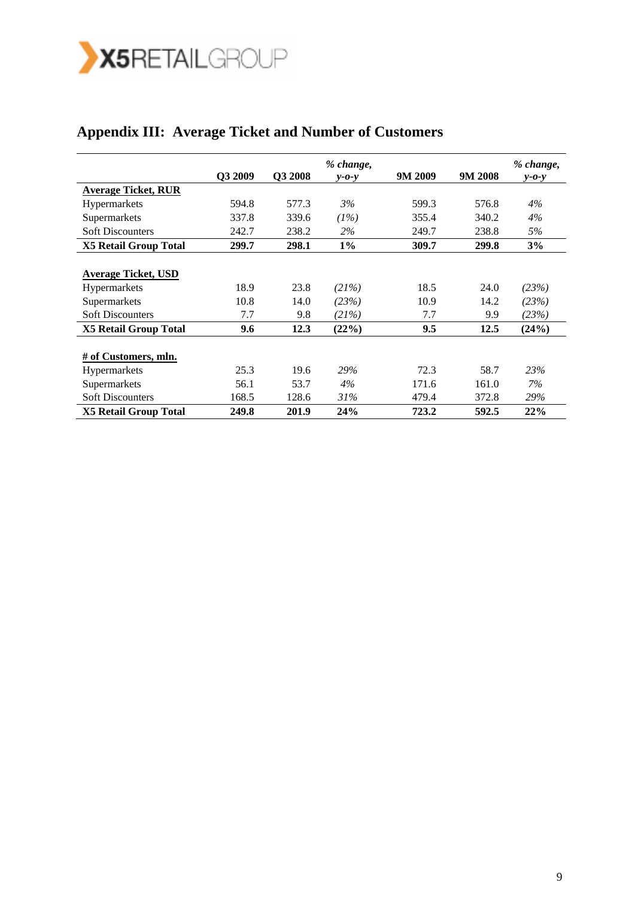## Appendix III: Average Ticket and Number of Customers

| | Q3 2009 | Q3 2008 | *% change, y-o-y* | 9M 2009 | 9M 2008 | *% change, y-o-y* |
|---|---|---|---|---|---|---|
| **Average Ticket, RUR** | | | | | | |
| Hypermarkets | 594.8 | 577.3 | *3%* | 599.3 | 576.8 | *4%* |
| Supermarkets | 337.8 | 339.6 | *(1%)* | 355.4 | 340.2 | *4%* |
| Soft Discounters | 242.7 | 238.2 | *2%* | 249.7 | 238.8 | *5%* |
| **X5 Retail Group Total** | **299.7** | **298.1** | **1%** | **309.7** | **299.8** | **3%** |
| | | | | | | |
| **Average Ticket, USD** | | | | | | |
| Hypermarkets | 18.9 | 23.8 | *(21%)* | 18.5 | 24.0 | *(23%)* |
| Supermarkets | 10.8 | 14.0 | *(23%)* | 10.9 | 14.2 | *(23%)* |
| Soft Discounters | 7.7 | 9.8 | *(21%)* | 7.7 | 9.9 | *(23%)* |
| **X5 Retail Group Total** | **9.6** | **12.3** | **(22%)** | **9.5** | **12.5** | **(24%)** |
| | | | | | | |
| **# of Customers, mln.** | | | | | | |
| Hypermarkets | 25.3 | 19.6 | *29%* | 72.3 | 58.7 | *23%* |
| Supermarkets | 56.1 | 53.7 | *4%* | 171.6 | 161.0 | *7%* |
| Soft Discounters | 168.5 | 128.6 | *31%* | 479.4 | 372.8 | *29%* |
| **X5 Retail Group Total** | **249.8** | **201.9** | **24%** | **723.2** | **592.5** | **22%** |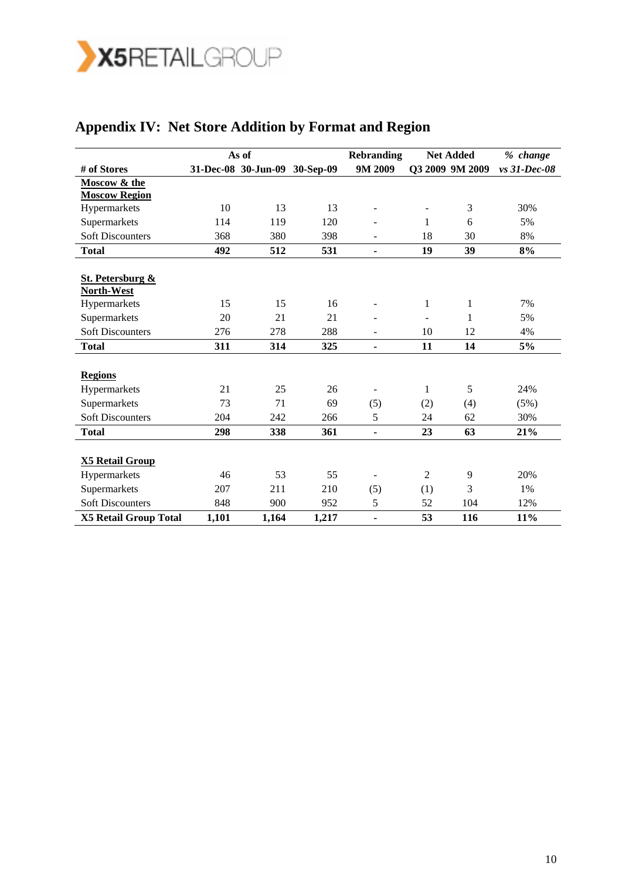## Appendix IV: Net Store Addition by Format and Region

| | As of | | | Rebranding | Net Added | | *% change* |
|---|---|---|---|---|---|---|---|
| **# of Stores** | **31-Dec-08** | **30-Jun-09** | **30-Sep-09** | **9M 2009** | **Q3 2009** | **9M 2009** | ***vs 31-Dec-08*** |
| **Moscow & the Moscow Region** | | | | | | | |
| Hypermarkets | 10 | 13 | 13 | - | - | 3 | 30% |
| Supermarkets | 114 | 119 | 120 | - | 1 | 6 | 5% |
| Soft Discounters | 368 | 380 | 398 | - | 18 | 30 | 8% |
| **Total** | **492** | **512** | **531** | **-** | **19** | **39** | **8%** |
| **St. Petersburg & North-West** | | | | | | | |
| Hypermarkets | 15 | 15 | 16 | - | 1 | 1 | 7% |
| Supermarkets | 20 | 21 | 21 | - | - | 1 | 5% |
| Soft Discounters | 276 | 278 | 288 | - | 10 | 12 | 4% |
| **Total** | **311** | **314** | **325** | **-** | **11** | **14** | **5%** |
| **Regions** | | | | | | | |
| Hypermarkets | 21 | 25 | 26 | - | 1 | 5 | 24% |
| Supermarkets | 73 | 71 | 69 | (5) | (2) | (4) | (5%) |
| Soft Discounters | 204 | 242 | 266 | 5 | 24 | 62 | 30% |
| **Total** | **298** | **338** | **361** | **-** | **23** | **63** | **21%** |
| **X5 Retail Group** | | | | | | | |
| Hypermarkets | 46 | 53 | 55 | - | 2 | 9 | 20% |
| Supermarkets | 207 | 211 | 210 | (5) | (1) | 3 | 1% |
| Soft Discounters | 848 | 900 | 952 | 5 | 52 | 104 | 12% |
| **X5 Retail Group Total** | **1,101** | **1,164** | **1,217** | **-** | **53** | **116** | **11%** |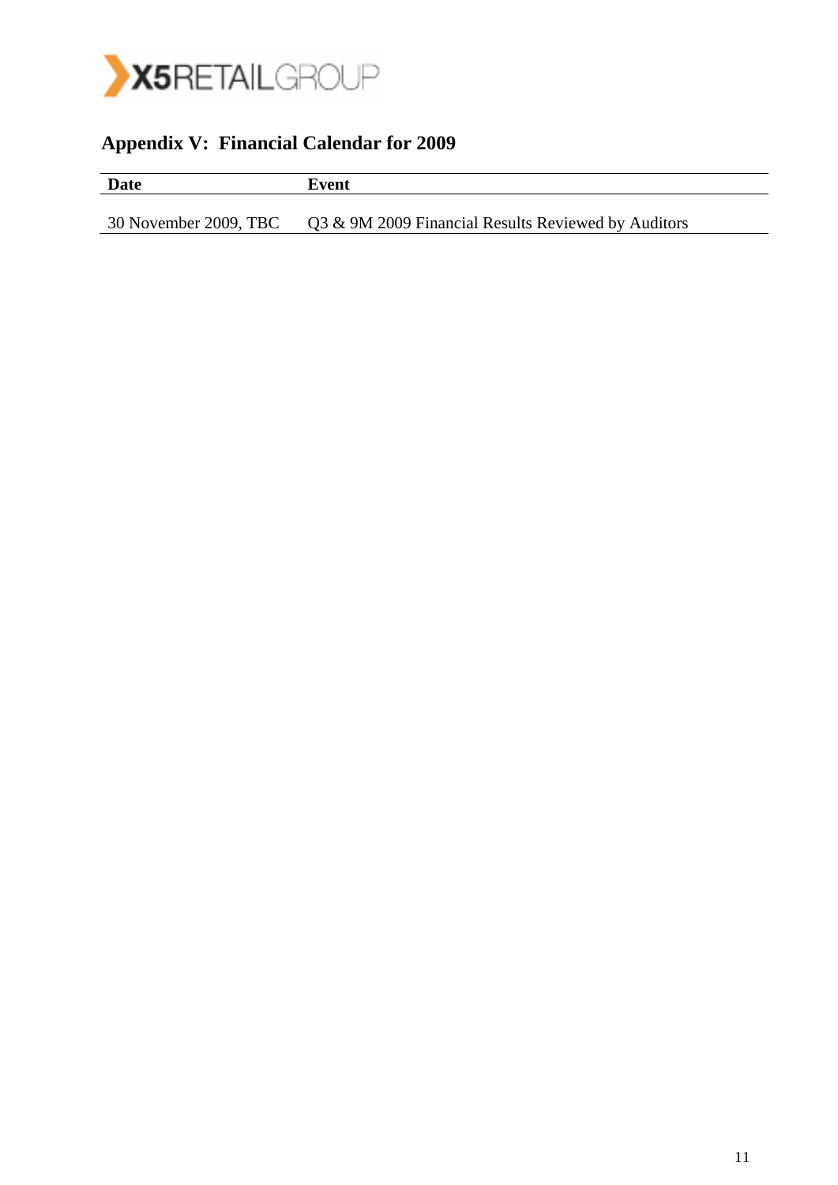## Appendix V: Financial Calendar for 2009

| Date | Event |
|---|---|
| 30 November 2009, TBC | Q3 & 9M 2009 Financial Results Reviewed by Auditors |